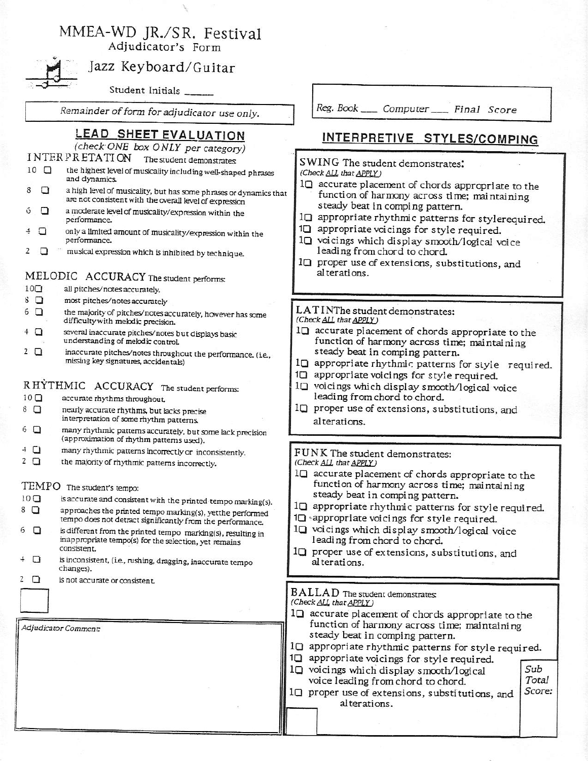# MMEA-WD JR./SR. Festival

Adjudicator's Form

## Jazz Keyboard/Guitar

Student Initials _____

*Remainder of form for adjudicator use only.*

*Reg. Book* ___ *Computer* ___ *Final Score*

## LEAD SHEET EVALUATION

*(check ONE box ONLY per category)*

### INTERPRETATION The student demonstrates:

- 10 ☐ the highest level of musicality including well-shaped phrases and dynamics.
- 8 ☐ a high level of musicality, but has some phrases or dynamics that are not consistent with the overall level of expression
- 6 ☐ a moderate level of musicality/expression within the performance.
- 4 ☐ only a limited amount of musicality/expression within the performance.
- 2 ☐ musical expression which is inhibited by technique.

### MELODIC ACCURACY The student performs:

- 10 ☐ all pitches/notes accurately.
- 8 ☐ most pitches/notes accurately
- 6 ☐ the majority of pitches/notes accurately, however has some difficulty with melodic precision.
- 4 ☐ several inaccurate pitches/notes but displays basic understanding of melodic control.
- 2 ☐ inaccurate pitches/notes throughout the performance. (i.e., missing key signatures, accidentals)

### RHYTHMIC ACCURACY The student performs:

- 10 ☐ accurate rhythms throughout.
- 8 ☐ nearly accurate rhythms, but lacks precise interpretation of some rhythm patterns.
- 6 ☐ many rhythmic patterns accurately, but some lack precision (approximation of rhythm patterns used).
- 4 ☐ many rhythmic patterns incorrectly or inconsistently.
- 2 ☐ the majority of rhythmic patterns incorrectly.

### TEMPO The student's tempo:

- 10 ☐ is accurate and consistent with the printed tempo marking(s).
- 8 ☐ approaches the printed tempo marking(s), yet the performed tempo does not detract significantly from the performance.
- 6 ☐ is different from the printed tempo marking(s), resulting in inappropriate tempo(s) for the selection, yet remains consistent.
- 4 ☐ is inconsistent, (i.e., rushing, dragging, inaccurate tempo changes).
- 2 ☐ is not accurate or consistent.

☐

*Adjudicator Comment:*

## INTERPRETIVE STYLES/COMPING

### SWING The student demonstrates:

*(Check ALL that APPLY)*

- 1 ☐ accurate placement of chords appropriate to the function of harmony across time; maintaining steady beat in comping pattern.
- 1 ☐ appropriate rhythmic patterns for style required.
- 1 ☐ appropriate voicings for style required.
- 1 ☐ voicings which display smooth/logical voice leading from chord to chord.
- 1 ☐ proper use of extensions, substitutions, and alterations.

### LATIN The student demonstrates:

*(Check ALL that APPLY)*

- 1 ☐ accurate placement of chords appropriate to the function of harmony across time; maintaining steady beat in comping pattern.
- 1 ☐ appropriate rhythmic patterns for style required.
- 1 ☐ appropriate voicings for style required.
- 1 ☐ voicings which display smooth/logical voice leading from chord to chord.
- 1 ☐ proper use of extensions, substitutions, and alterations.

### FUNK The student demonstrates:

*(Check ALL that APPLY)*

- 1 ☐ accurate placement of chords appropriate to the function of harmony across time; maintaining steady beat in comping pattern.
- 1 ☐ appropriate rhythmic patterns for style required.
- 1 ☐ appropriate voicings for style required.
- 1 ☐ voicings which display smooth/logical voice leading from chord to chord.
- 1 ☐ proper use of extensions, substitutions, and alterations.

### BALLAD The student demonstrates:

*(Check ALL that APPLY)*

- 1 ☐ accurate placement of chords appropriate to the function of harmony across time; maintaining steady beat in comping pattern.
- 1 ☐ appropriate rhythmic patterns for style required.
- 1 ☐ appropriate voicings for style required.
- 1 ☐ voicings which display smooth/logical voice leading from chord to chord.
- 1 ☐ proper use of extensions, substitutions, and alterations.

☐

*Sub Total Score:*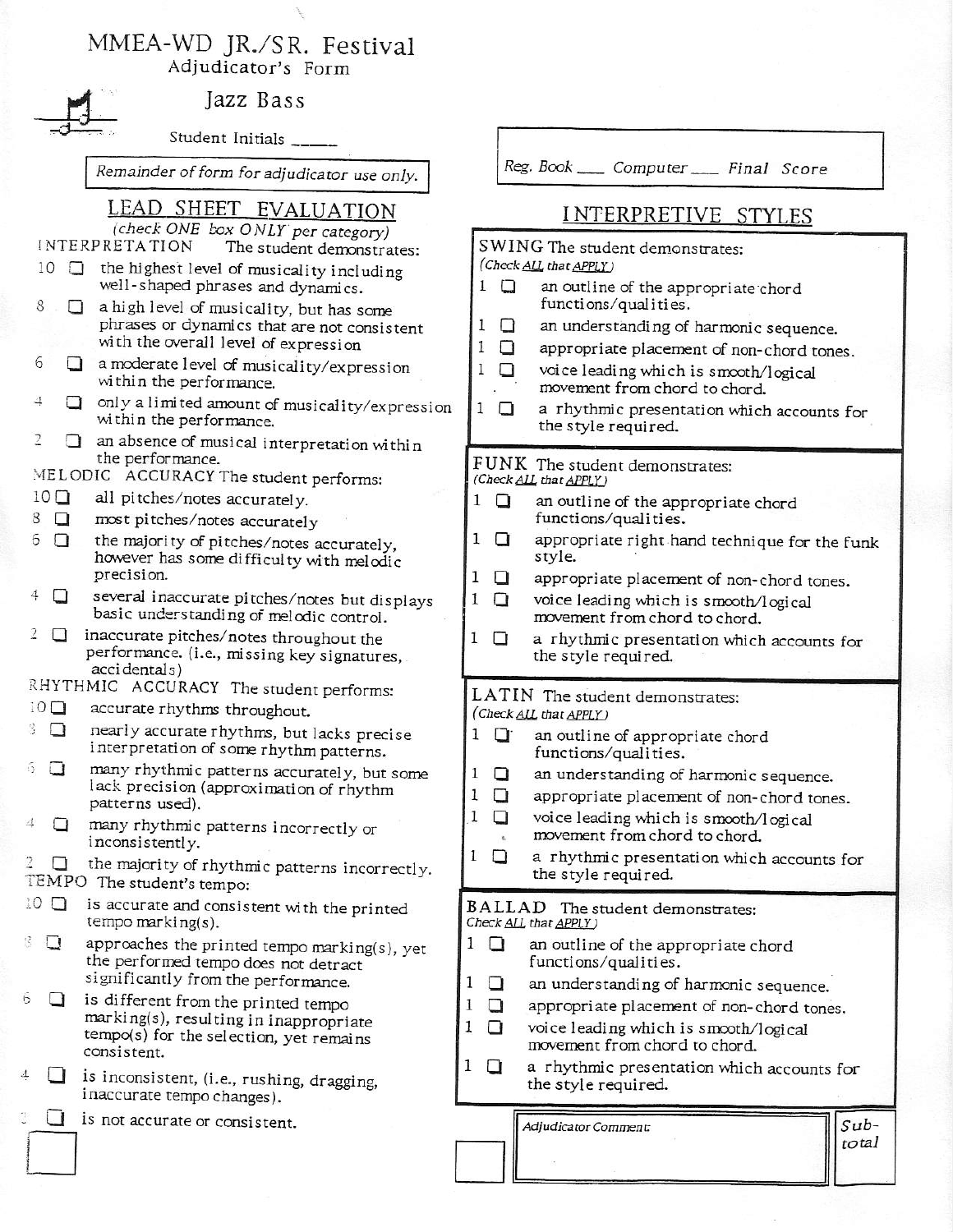# MMEA-WD JR./SR. Festival

Adjudicator's Form

## Jazz Bass

Student Initials _____

*Remainder of form for adjudicator use only.*

Reg. Book ___ Computer ___ Final Score

## LEAD SHEET EVALUATION

(check ONE box ONLY per category)

**INTERPRETATION** The student demonstrates:

- 10 ❑ the highest level of musicality including well-shaped phrases and dynamics.
- 8 ❑ a high level of musicality, but has some phrases or dynamics that are not consistent with the overall level of expression
- 6 ❑ a moderate level of musicality/expression within the performance.
- 4 ❑ only a limited amount of musicality/expression within the performance.
- 2 ❑ an absence of musical interpretation within the performance.

**MELODIC ACCURACY** The student performs:

- 10 ❑ all pitches/notes accurately.
- 8 ❑ most pitches/notes accurately
- 6 ❑ the majority of pitches/notes accurately, however has some difficulty with melodic precision.
- 4 ❑ several inaccurate pitches/notes but displays basic understanding of melodic control.
- 2 ❑ inaccurate pitches/notes throughout the performance. (i.e., missing key signatures, accidentals)

**RHYTHMIC ACCURACY** The student performs:

- 10 ❑ accurate rhythms throughout.
- 8 ❑ nearly accurate rhythms, but lacks precise interpretation of some rhythm patterns.
- 6 ❑ many rhythmic patterns accurately, but some lack precision (approximation of rhythm patterns used).
- 4 ❑ many rhythmic patterns incorrectly or inconsistently.
- 2 ❑ the majority of rhythmic patterns incorrectly.

**TEMPO** The student's tempo:

- 10 ❑ is accurate and consistent with the printed tempo marking(s).
- 8 ❑ approaches the printed tempo marking(s), yet the performed tempo does not detract significantly from the performance.
- 6 ❑ is different from the printed tempo marking(s), resulting in inappropriate tempo(s) for the selection, yet remains consistent.
- 4 ❑ is inconsistent, (i.e., rushing, dragging, inaccurate tempo changes).
- 2 ❑ is not accurate or consistent.

## INTERPRETIVE STYLES

**SWING** The student demonstrates:
*(Check ALL that APPLY)*

- 1 ❑ an outline of the appropriate chord functions/qualities.
- 1 ❑ an understanding of harmonic sequence.
- 1 ❑ appropriate placement of non-chord tones.
- 1 ❑ voice leading which is smooth/logical movement from chord to chord.
- 1 ❑ a rhythmic presentation which accounts for the style required.

**FUNK** The student demonstrates:
*(Check ALL that APPLY)*

- 1 ❑ an outline of the appropriate chord functions/qualities.
- 1 ❑ appropriate right hand technique for the funk style.
- 1 ❑ appropriate placement of non-chord tones.
- 1 ❑ voice leading which is smooth/logical movement from chord to chord.
- 1 ❑ a rhythmic presentation which accounts for the style required.

**LATIN** The student demonstrates:
*(Check ALL that APPLY)*

- 1 ❑ an outline of appropriate chord functions/qualities.
- 1 ❑ an understanding of harmonic sequence.
- 1 ❑ appropriate placement of non-chord tones.
- 1 ❑ voice leading which is smooth/logical movement from chord to chord.
- 1 ❑ a rhythmic presentation which accounts for the style required.

**BALLAD** The student demonstrates:
*(Check ALL that APPLY)*

- 1 ❑ an outline of the appropriate chord functions/qualities.
- 1 ❑ an understanding of harmonic sequence.
- 1 ❑ appropriate placement of non-chord tones.
- 1 ❑ voice leading which is smooth/logical movement from chord to chord.
- 1 ❑ a rhythmic presentation which accounts for the style required.

*Adjudicator Comment:*

Sub-total